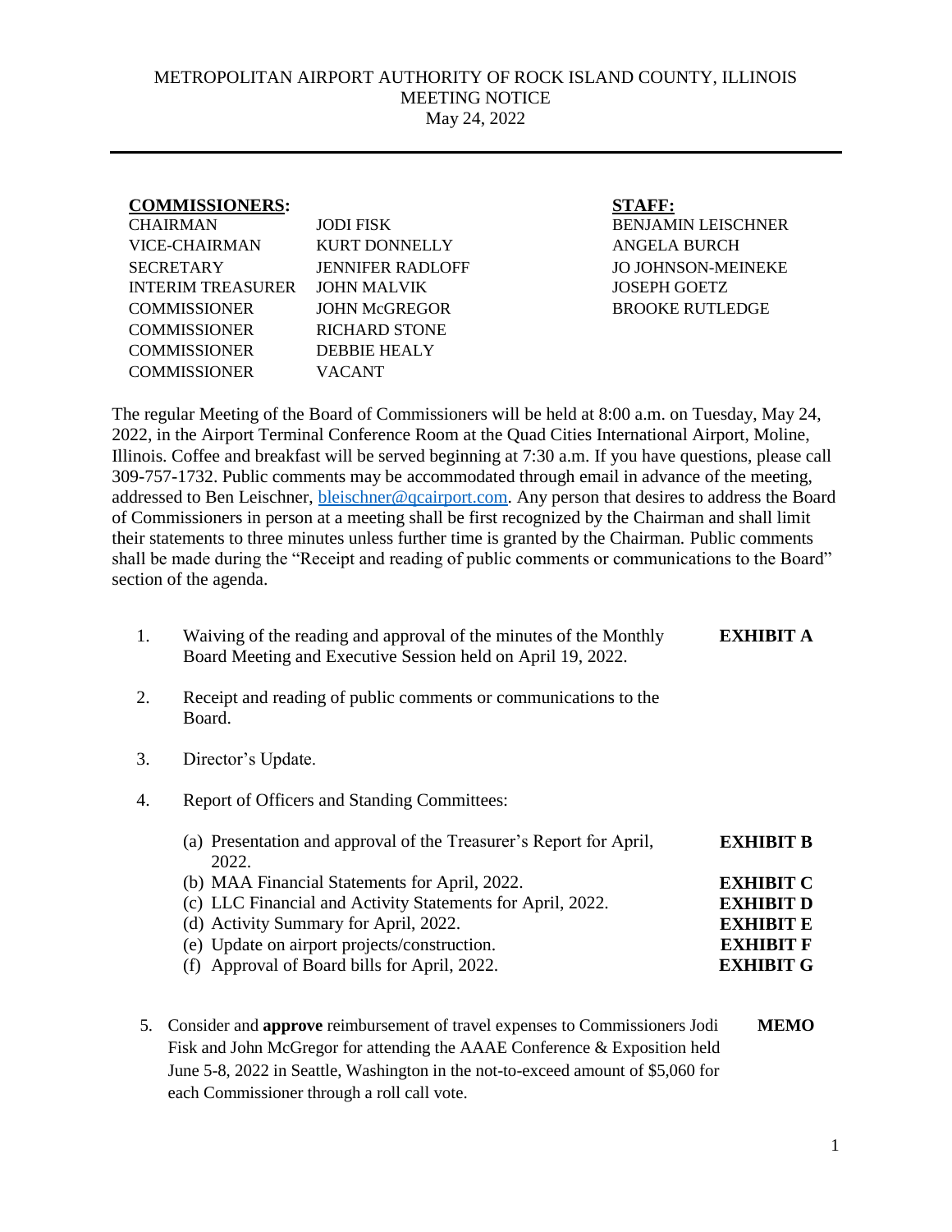METROPOLITAN AIRPORT AUTHORITY OF ROCK ISLAND COUNTY, ILLINOIS
MEETING NOTICE
May 24, 2022

---

| **COMMISSIONERS:** | | **STAFF:** |
|---|---|---|
| CHAIRMAN | JODI FISK | BENJAMIN LEISCHNER |
| VICE-CHAIRMAN | KURT DONNELLY | ANGELA BURCH |
| SECRETARY | JENNIFER RADLOFF | JO JOHNSON-MEINEKE |
| INTERIM TREASURER | JOHN MALVIK | JOSEPH GOETZ |
| COMMISSIONER | JOHN McGREGOR | BROOKE RUTLEDGE |
| COMMISSIONER | RICHARD STONE | |
| COMMISSIONER | DEBBIE HEALY | |
| COMMISSIONER | VACANT | |

The regular Meeting of the Board of Commissioners will be held at 8:00 a.m. on Tuesday, May 24, 2022, in the Airport Terminal Conference Room at the Quad Cities International Airport, Moline, Illinois. Coffee and breakfast will be served beginning at 7:30 a.m. If you have questions, please call 309-757-1732. Public comments may be accommodated through email in advance of the meeting, addressed to Ben Leischner, bleischner@qcairport.com. Any person that desires to address the Board of Commissioners in person at a meeting shall be first recognized by the Chairman and shall limit their statements to three minutes unless further time is granted by the Chairman. Public comments shall be made during the "Receipt and reading of public comments or communications to the Board" section of the agenda.

1. Waiving of the reading and approval of the minutes of the Monthly Board Meeting and Executive Session held on April 19, 2022. — **EXHIBIT A**

2. Receipt and reading of public comments or communications to the Board.

3. Director's Update.

4. Report of Officers and Standing Committees:

   (a) Presentation and approval of the Treasurer's Report for April, 2022. — **EXHIBIT B**
   (b) MAA Financial Statements for April, 2022. — **EXHIBIT C**
   (c) LLC Financial and Activity Statements for April, 2022. — **EXHIBIT D**
   (d) Activity Summary for April, 2022. — **EXHIBIT E**
   (e) Update on airport projects/construction. — **EXHIBIT F**
   (f) Approval of Board bills for April, 2022. — **EXHIBIT G**

5. Consider and **approve** reimbursement of travel expenses to Commissioners Jodi Fisk and John McGregor for attending the AAAE Conference & Exposition held June 5-8, 2022 in Seattle, Washington in the not-to-exceed amount of $5,060 for each Commissioner through a roll call vote. — **MEMO**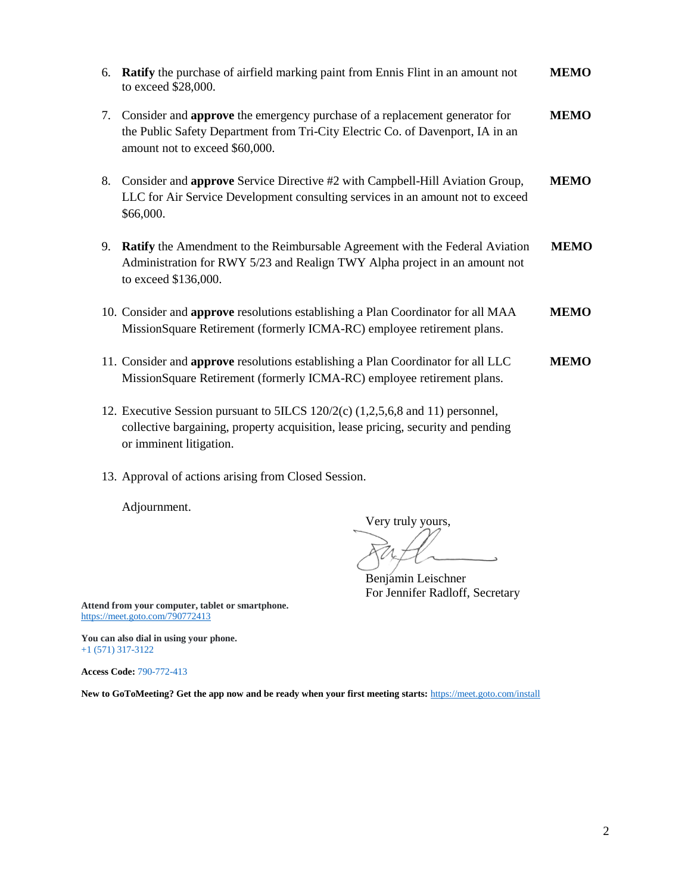6. **Ratify** the purchase of airfield marking paint from Ennis Flint in an amount not to exceed $28,000. **MEMO**

7. Consider and **approve** the emergency purchase of a replacement generator for the Public Safety Department from Tri-City Electric Co. of Davenport, IA in an amount not to exceed $60,000. **MEMO**

8. Consider and **approve** Service Directive #2 with Campbell-Hill Aviation Group, LLC for Air Service Development consulting services in an amount not to exceed $66,000. **MEMO**

9. **Ratify** the Amendment to the Reimbursable Agreement with the Federal Aviation Administration for RWY 5/23 and Realign TWY Alpha project in an amount not to exceed $136,000. **MEMO**

10. Consider and **approve** resolutions establishing a Plan Coordinator for all MAA MissionSquare Retirement (formerly ICMA-RC) employee retirement plans. **MEMO**

11. Consider and **approve** resolutions establishing a Plan Coordinator for all LLC MissionSquare Retirement (formerly ICMA-RC) employee retirement plans. **MEMO**

12. Executive Session pursuant to 5ILCS 120/2(c) (1,2,5,6,8 and 11) personnel, collective bargaining, property acquisition, lease pricing, security and pending or imminent litigation.

13. Approval of actions arising from Closed Session.

Adjournment.

Very truly yours,

Benjamin Leischner
For Jennifer Radloff, Secretary

**Attend from your computer, tablet or smartphone.**
https://meet.goto.com/790772413

**You can also dial in using your phone.**
+1 (571) 317-3122

**Access Code:** 790-772-413

**New to GoToMeeting? Get the app now and be ready when your first meeting starts:** https://meet.goto.com/install